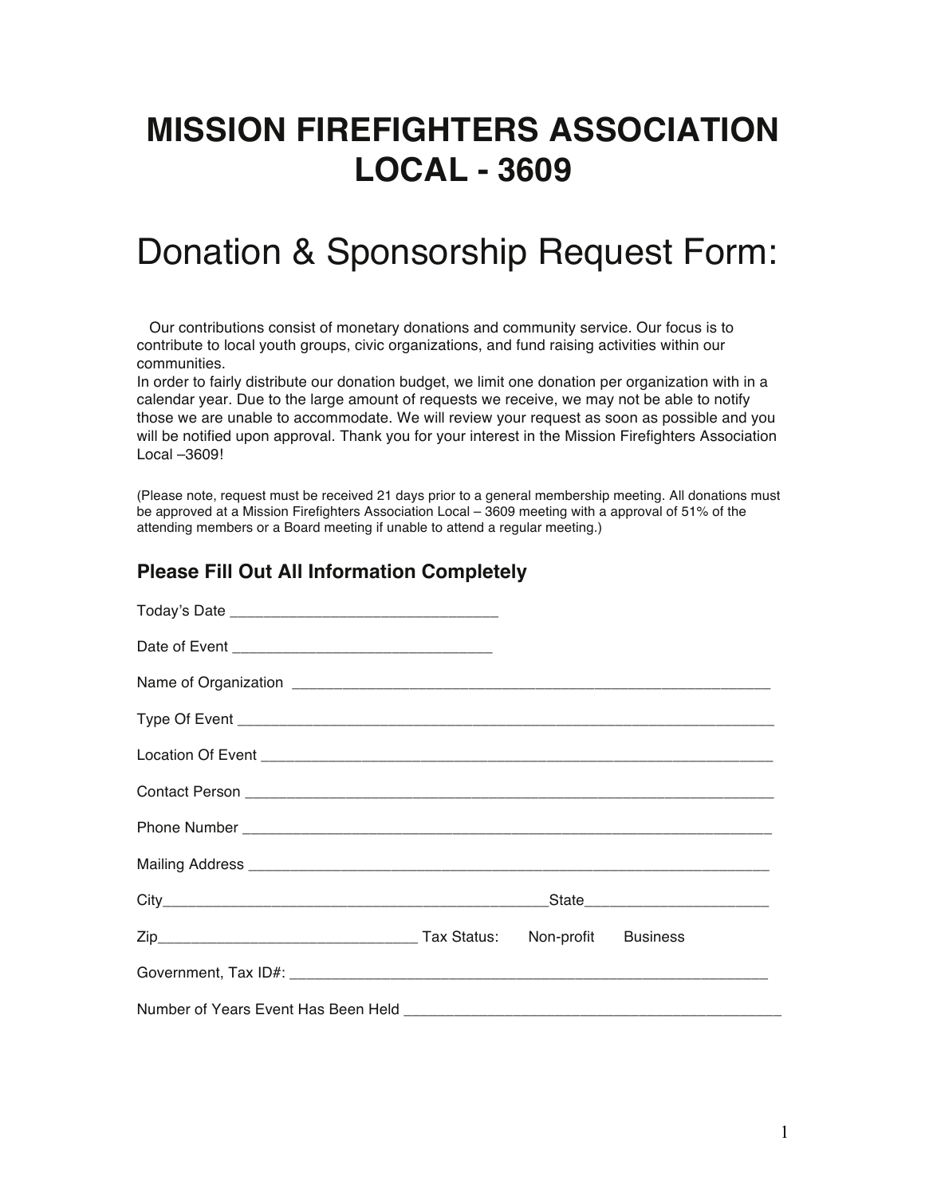# MISSION FIREFIGHTERS ASSOCIATION LOCAL - 3609

## Donation & Sponsorship Request Form:

Our contributions consist of monetary donations and community service. Our focus is to contribute to local youth groups, civic organizations, and fund raising activities within our communities.

In order to fairly distribute our donation budget, we limit one donation per organization with in a calendar year. Due to the large amount of requests we receive, we may not be able to notify those we are unable to accommodate. We will review your request as soon as possible and you will be notified upon approval. Thank you for your interest in the Mission Firefighters Association Local –3609!

(Please note, request must be received 21 days prior to a general membership meeting. All donations must be approved at a Mission Firefighters Association Local – 3609 meeting with a approval of 51% of the attending members or a Board meeting if unable to attend a regular meeting.)

### Please Fill Out All Information Completely

Today's Date ________________________________

Date of Event _______________________________

Name of Organization __________________________________________________________

Type Of Event ________________________________________________________________

Location Of Event _____________________________________________________________

Contact Person _______________________________________________________________

Phone Number ________________________________________________________________

Mailing Address _______________________________________________________________

City_______________________________________________State______________________

Zip_______________________________ Tax Status: Non-profit Business

Government, Tax ID#: __________________________________________________________

Number of Years Event Has Been Held _____________________________________________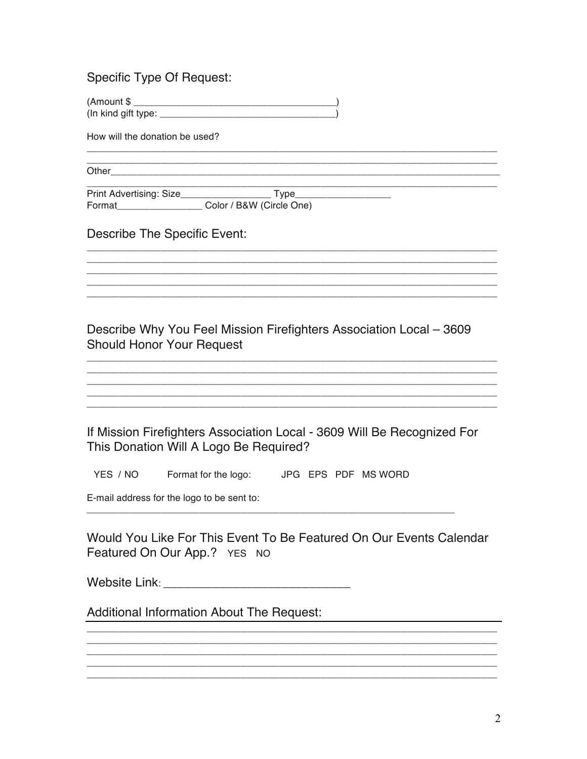## Specific Type Of Request:

(Amount $ ______________________________________)
(In kind gift type: _________________________________)

How will the donation be used?

______________________________________________________________________________
______________________________________________________________________________

Other_________________________________________________________________________
______________________________________________________________________________

Print Advertising: Size_________________ Type__________________
Format________________ Color / B&W (Circle One)

## Describe The Specific Event:

______________________________________________________________________________
______________________________________________________________________________
______________________________________________________________________________
______________________________________________________________________________
______________________________________________________________________________

## Describe Why You Feel Mission Firefighters Association Local – 3609 Should Honor Your Request

______________________________________________________________________________
______________________________________________________________________________
______________________________________________________________________________
______________________________________________________________________________
______________________________________________________________________________

## If Mission Firefighters Association Local - 3609 Will Be Recognized For This Donation Will A Logo Be Required?

YES / NO    Format for the logo:    JPG EPS PDF MS WORD

E-mail address for the logo to be sent to:
____________________________________________________________________

## Would You Like For This Event To Be Featured On Our Events Calendar Featured On Our App.? YES NO

Website Link: ___________________________

## Additional Information About The Request:

______________________________________________________________________________
______________________________________________________________________________
______________________________________________________________________________
______________________________________________________________________________
______________________________________________________________________________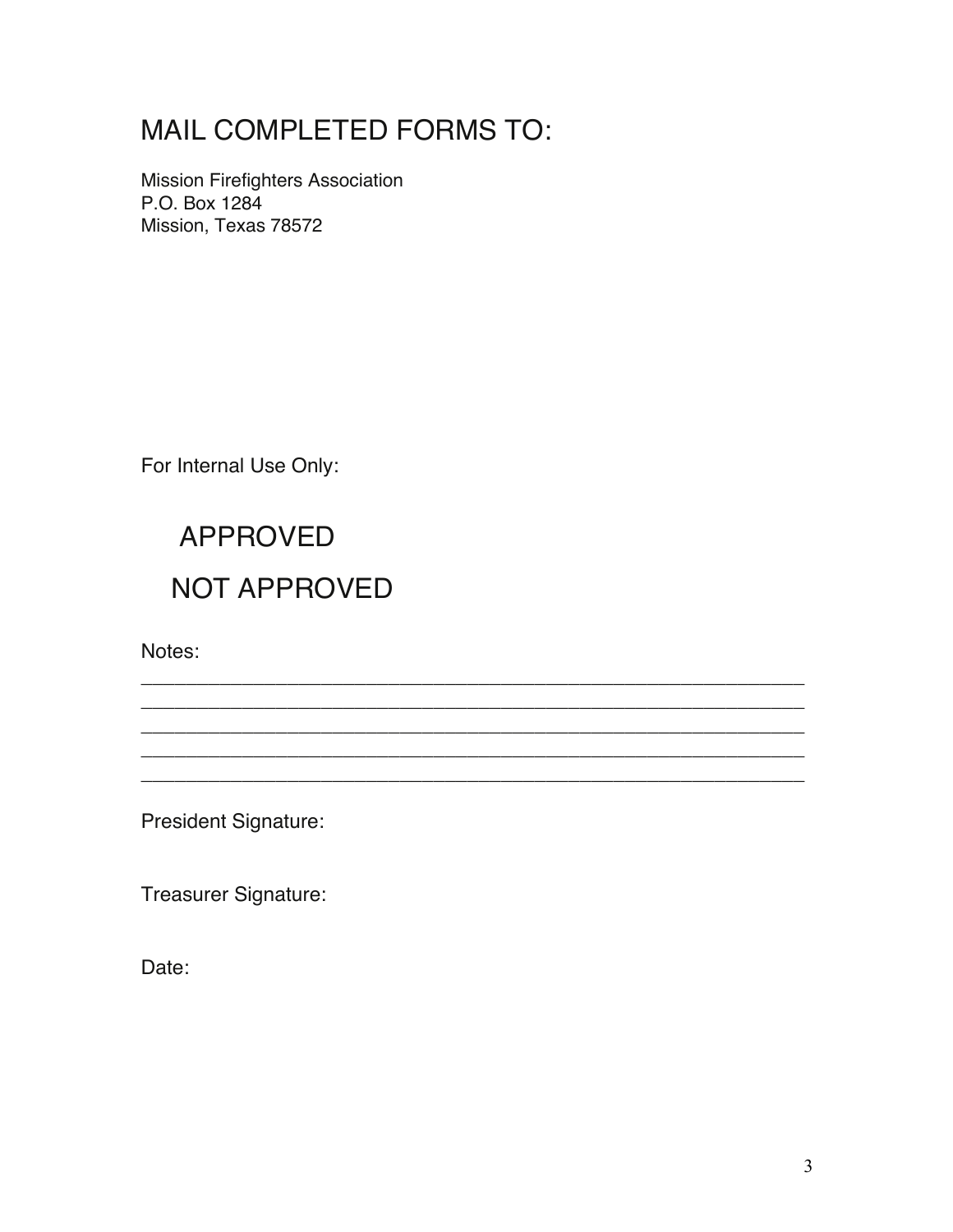# MAIL COMPLETED FORMS TO:

Mission Firefighters Association
P.O. Box 1284
Mission, Texas 78572

For Internal Use Only:

## APPROVED

## NOT APPROVED

Notes:

___________________________________________________________________
___________________________________________________________________
___________________________________________________________________
___________________________________________________________________
___________________________________________________________________

President Signature:

Treasurer Signature:

Date: